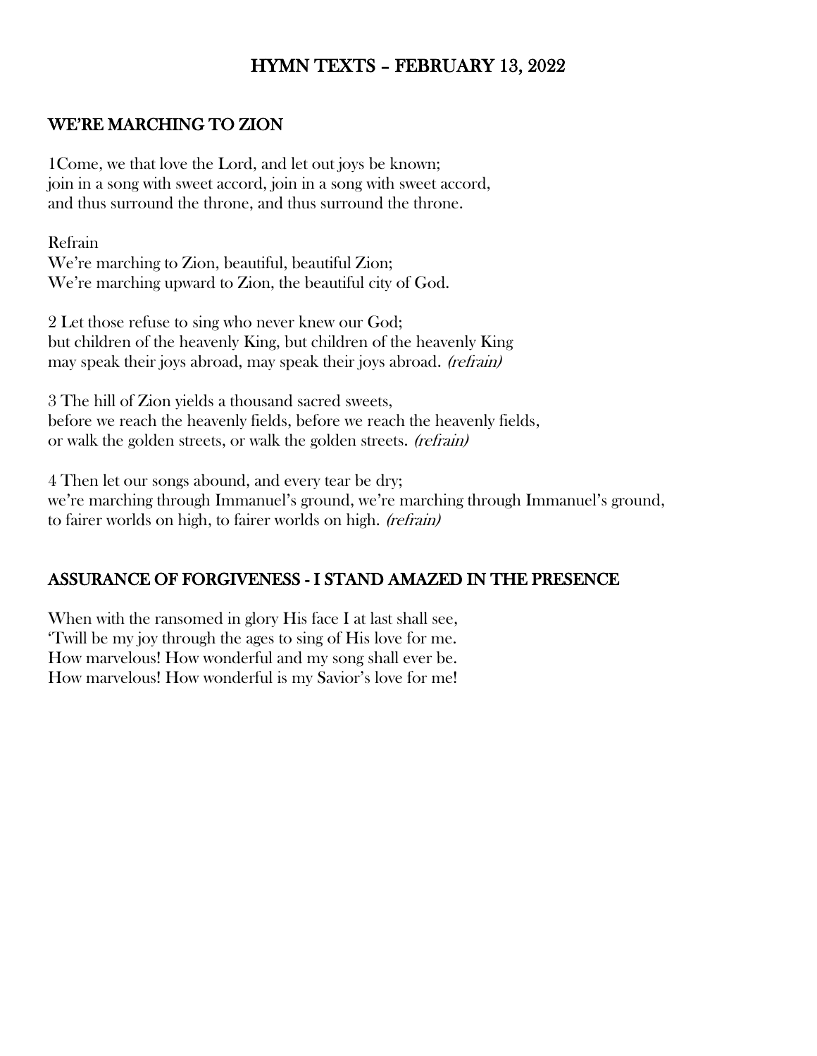# HYMN TEXTS – FEBRUARY 13, 2022

## WE'RE MARCHING TO ZION

1Come, we that love the Lord, and let out joys be known;
join in a song with sweet accord, join in a song with sweet accord,
and thus surround the throne, and thus surround the throne.

Refrain
We're marching to Zion, beautiful, beautiful Zion;
We're marching upward to Zion, the beautiful city of God.

2 Let those refuse to sing who never knew our God;
but children of the heavenly King, but children of the heavenly King
may speak their joys abroad, may speak their joys abroad. *(refrain)*

3 The hill of Zion yields a thousand sacred sweets,
before we reach the heavenly fields, before we reach the heavenly fields,
or walk the golden streets, or walk the golden streets. *(refrain)*

4 Then let our songs abound, and every tear be dry;
we're marching through Immanuel's ground, we're marching through Immanuel's ground,
to fairer worlds on high, to fairer worlds on high. *(refrain)*

## ASSURANCE OF FORGIVENESS - I STAND AMAZED IN THE PRESENCE

When with the ransomed in glory His face I at last shall see,
'Twill be my joy through the ages to sing of His love for me.
How marvelous! How wonderful and my song shall ever be.
How marvelous! How wonderful is my Savior's love for me!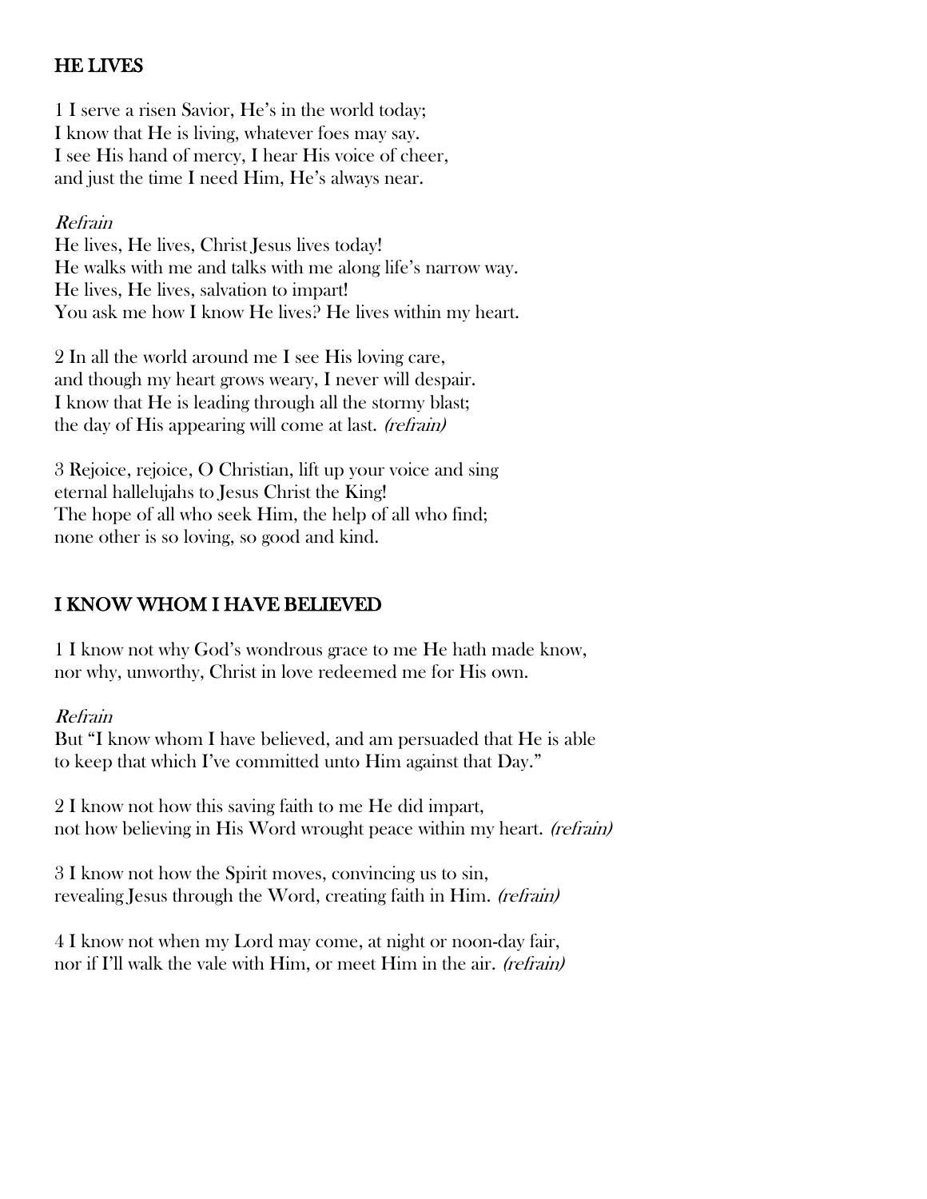## HE LIVES

1 I serve a risen Savior, He's in the world today;
I know that He is living, whatever foes may say.
I see His hand of mercy, I hear His voice of cheer,
and just the time I need Him, He's always near.

*Refrain*
He lives, He lives, Christ Jesus lives today!
He walks with me and talks with me along life's narrow way.
He lives, He lives, salvation to impart!
You ask me how I know He lives? He lives within my heart.

2 In all the world around me I see His loving care,
and though my heart grows weary, I never will despair.
I know that He is leading through all the stormy blast;
the day of His appearing will come at last. *(refrain)*

3 Rejoice, rejoice, O Christian, lift up your voice and sing
eternal hallelujahs to Jesus Christ the King!
The hope of all who seek Him, the help of all who find;
none other is so loving, so good and kind.

## I KNOW WHOM I HAVE BELIEVED

1 I know not why God's wondrous grace to me He hath made know,
nor why, unworthy, Christ in love redeemed me for His own.

*Refrain*
But "I know whom I have believed, and am persuaded that He is able
to keep that which I've committed unto Him against that Day."

2 I know not how this saving faith to me He did impart,
not how believing in His Word wrought peace within my heart. *(refrain)*

3 I know not how the Spirit moves, convincing us to sin,
revealing Jesus through the Word, creating faith in Him. *(refrain)*

4 I know not when my Lord may come, at night or noon-day fair,
nor if I'll walk the vale with Him, or meet Him in the air. *(refrain)*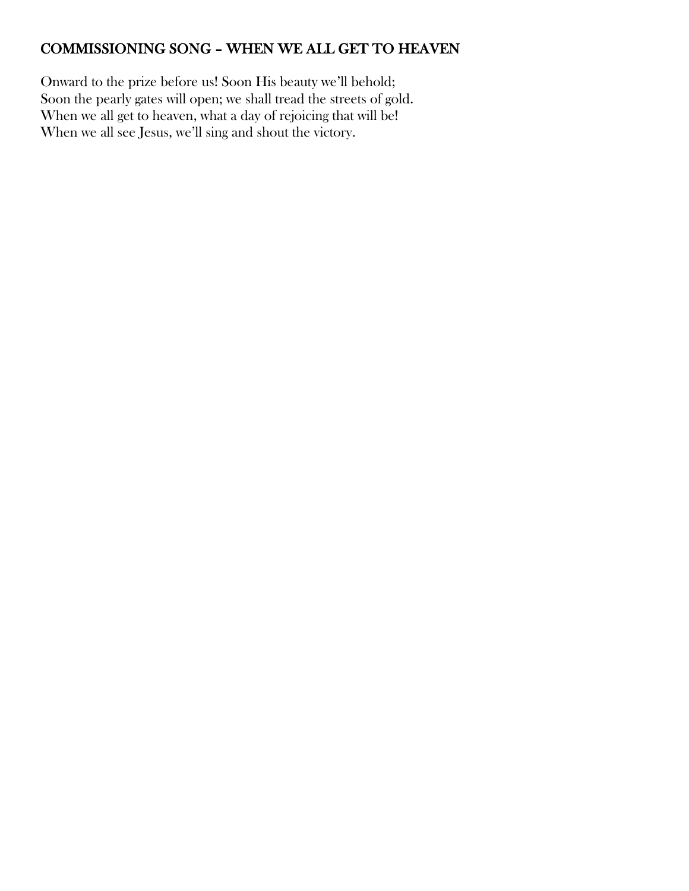## COMMISSIONING SONG – WHEN WE ALL GET TO HEAVEN

Onward to the prize before us! Soon His beauty we'll behold;
Soon the pearly gates will open; we shall tread the streets of gold.
When we all get to heaven, what a day of rejoicing that will be!
When we all see Jesus, we'll sing and shout the victory.